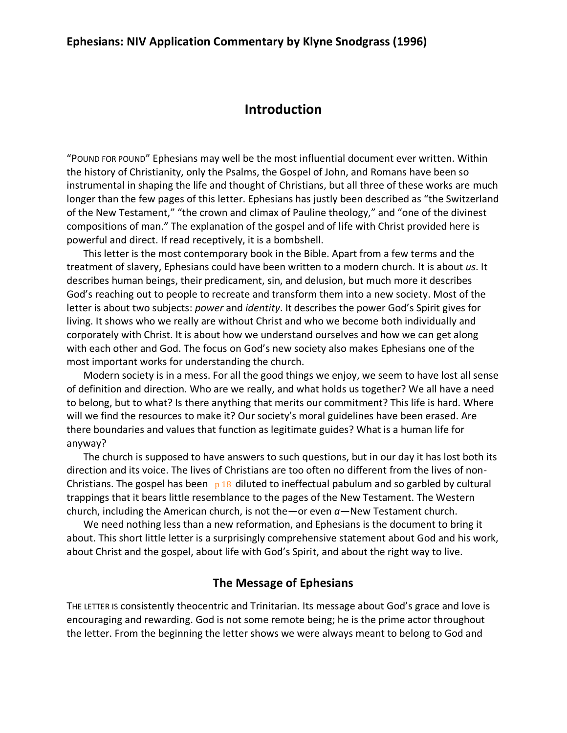# Ephesians: NIV Application Commentary by Klyne Snodgrass (1996)

## Introduction

"POUND FOR POUND" Ephesians may well be the most influential document ever written. Within the history of Christianity, only the Psalms, the Gospel of John, and Romans have been so instrumental in shaping the life and thought of Christians, but all three of these works are much longer than the few pages of this letter. Ephesians has justly been described as "the Switzerland of the New Testament," "the crown and climax of Pauline theology," and "one of the divinest compositions of man." The explanation of the gospel and of life with Christ provided here is powerful and direct. If read receptively, it is a bombshell.

This letter is the most contemporary book in the Bible. Apart from a few terms and the treatment of slavery, Ephesians could have been written to a modern church. It is about *us*. It describes human beings, their predicament, sin, and delusion, but much more it describes God's reaching out to people to recreate and transform them into a new society. Most of the letter is about two subjects: *power* and *identity*. It describes the power God's Spirit gives for living. It shows who we really are without Christ and who we become both individually and corporately with Christ. It is about how we understand ourselves and how we can get along with each other and God. The focus on God's new society also makes Ephesians one of the most important works for understanding the church.

Modern society is in a mess. For all the good things we enjoy, we seem to have lost all sense of definition and direction. Who are we really, and what holds us together? We all have a need to belong, but to what? Is there anything that merits our commitment? This life is hard. Where will we find the resources to make it? Our society's moral guidelines have been erased. Are there boundaries and values that function as legitimate guides? What is a human life for anyway?

The church is supposed to have answers to such questions, but in our day it has lost both its direction and its voice. The lives of Christians are too often no different from the lives of non-Christians. The gospel has been p 18 diluted to ineffectual pabulum and so garbled by cultural trappings that it bears little resemblance to the pages of the New Testament. The Western church, including the American church, is not the—or even *a*—New Testament church.

We need nothing less than a new reformation, and Ephesians is the document to bring it about. This short little letter is a surprisingly comprehensive statement about God and his work, about Christ and the gospel, about life with God's Spirit, and about the right way to live.

### The Message of Ephesians

THE LETTER IS consistently theocentric and Trinitarian. Its message about God's grace and love is encouraging and rewarding. God is not some remote being; he is the prime actor throughout the letter. From the beginning the letter shows we were always meant to belong to God and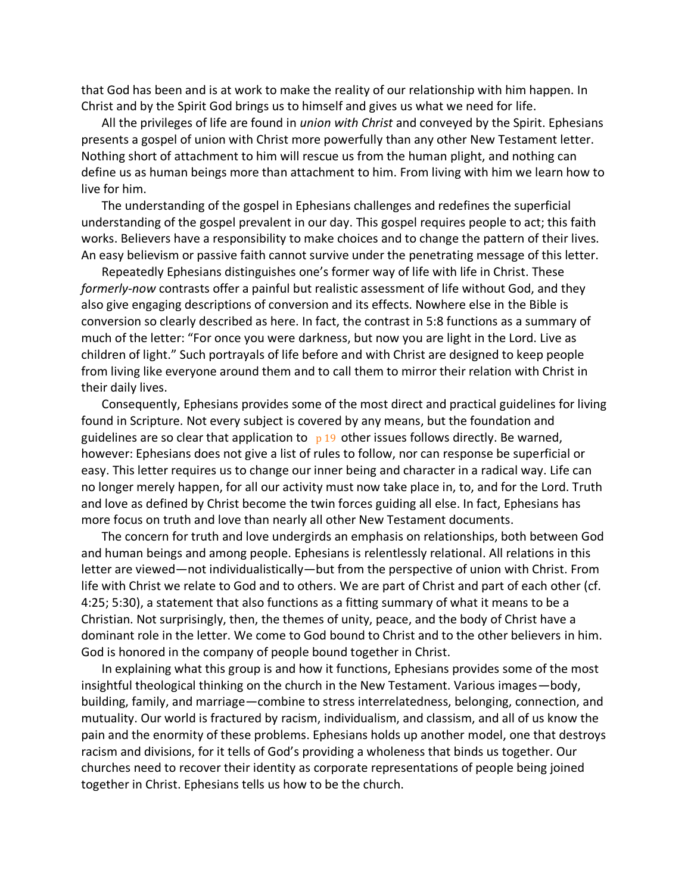that God has been and is at work to make the reality of our relationship with him happen. In Christ and by the Spirit God brings us to himself and gives us what we need for life.

All the privileges of life are found in *union with Christ* and conveyed by the Spirit. Ephesians presents a gospel of union with Christ more powerfully than any other New Testament letter. Nothing short of attachment to him will rescue us from the human plight, and nothing can define us as human beings more than attachment to him. From living with him we learn how to live for him.

The understanding of the gospel in Ephesians challenges and redefines the superficial understanding of the gospel prevalent in our day. This gospel requires people to act; this faith works. Believers have a responsibility to make choices and to change the pattern of their lives. An easy believism or passive faith cannot survive under the penetrating message of this letter.

Repeatedly Ephesians distinguishes one's former way of life with life in Christ. These *formerly-now* contrasts offer a painful but realistic assessment of life without God, and they also give engaging descriptions of conversion and its effects. Nowhere else in the Bible is conversion so clearly described as here. In fact, the contrast in 5:8 functions as a summary of much of the letter: "For once you were darkness, but now you are light in the Lord. Live as children of light." Such portrayals of life before and with Christ are designed to keep people from living like everyone around them and to call them to mirror their relation with Christ in their daily lives.

Consequently, Ephesians provides some of the most direct and practical guidelines for living found in Scripture. Not every subject is covered by any means, but the foundation and guidelines are so clear that application to p 19 other issues follows directly. Be warned, however: Ephesians does not give a list of rules to follow, nor can response be superficial or easy. This letter requires us to change our inner being and character in a radical way. Life can no longer merely happen, for all our activity must now take place in, to, and for the Lord. Truth and love as defined by Christ become the twin forces guiding all else. In fact, Ephesians has more focus on truth and love than nearly all other New Testament documents.

The concern for truth and love undergirds an emphasis on relationships, both between God and human beings and among people. Ephesians is relentlessly relational. All relations in this letter are viewed—not individualistically—but from the perspective of union with Christ. From life with Christ we relate to God and to others. We are part of Christ and part of each other (cf. 4:25; 5:30), a statement that also functions as a fitting summary of what it means to be a Christian. Not surprisingly, then, the themes of unity, peace, and the body of Christ have a dominant role in the letter. We come to God bound to Christ and to the other believers in him. God is honored in the company of people bound together in Christ.

In explaining what this group is and how it functions, Ephesians provides some of the most insightful theological thinking on the church in the New Testament. Various images—body, building, family, and marriage—combine to stress interrelatedness, belonging, connection, and mutuality. Our world is fractured by racism, individualism, and classism, and all of us know the pain and the enormity of these problems. Ephesians holds up another model, one that destroys racism and divisions, for it tells of God's providing a wholeness that binds us together. Our churches need to recover their identity as corporate representations of people being joined together in Christ. Ephesians tells us how to be the church.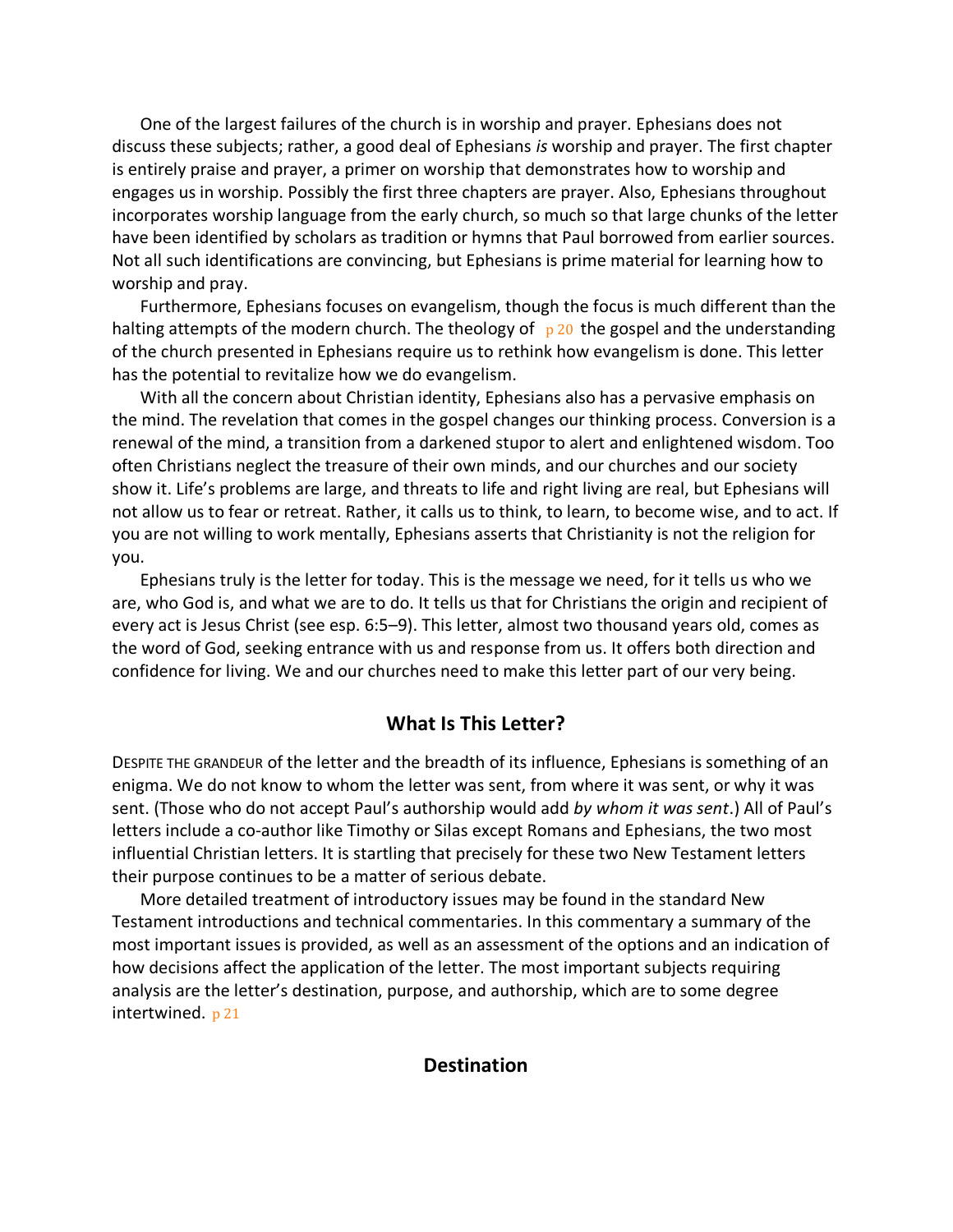One of the largest failures of the church is in worship and prayer. Ephesians does not discuss these subjects; rather, a good deal of Ephesians *is* worship and prayer. The first chapter is entirely praise and prayer, a primer on worship that demonstrates how to worship and engages us in worship. Possibly the first three chapters are prayer. Also, Ephesians throughout incorporates worship language from the early church, so much so that large chunks of the letter have been identified by scholars as tradition or hymns that Paul borrowed from earlier sources. Not all such identifications are convincing, but Ephesians is prime material for learning how to worship and pray.

Furthermore, Ephesians focuses on evangelism, though the focus is much different than the halting attempts of the modern church. The theology of p 20 the gospel and the understanding of the church presented in Ephesians require us to rethink how evangelism is done. This letter has the potential to revitalize how we do evangelism.

With all the concern about Christian identity, Ephesians also has a pervasive emphasis on the mind. The revelation that comes in the gospel changes our thinking process. Conversion is a renewal of the mind, a transition from a darkened stupor to alert and enlightened wisdom. Too often Christians neglect the treasure of their own minds, and our churches and our society show it. Life's problems are large, and threats to life and right living are real, but Ephesians will not allow us to fear or retreat. Rather, it calls us to think, to learn, to become wise, and to act. If you are not willing to work mentally, Ephesians asserts that Christianity is not the religion for you.

Ephesians truly is the letter for today. This is the message we need, for it tells us who we are, who God is, and what we are to do. It tells us that for Christians the origin and recipient of every act is Jesus Christ (see esp. 6:5–9). This letter, almost two thousand years old, comes as the word of God, seeking entrance with us and response from us. It offers both direction and confidence for living. We and our churches need to make this letter part of our very being.

## What Is This Letter?

DESPITE THE GRANDEUR of the letter and the breadth of its influence, Ephesians is something of an enigma. We do not know to whom the letter was sent, from where it was sent, or why it was sent. (Those who do not accept Paul's authorship would add *by whom it was sent*.) All of Paul's letters include a co-author like Timothy or Silas except Romans and Ephesians, the two most influential Christian letters. It is startling that precisely for these two New Testament letters their purpose continues to be a matter of serious debate.

More detailed treatment of introductory issues may be found in the standard New Testament introductions and technical commentaries. In this commentary a summary of the most important issues is provided, as well as an assessment of the options and an indication of how decisions affect the application of the letter. The most important subjects requiring analysis are the letter's destination, purpose, and authorship, which are to some degree intertwined. p 21

### Destination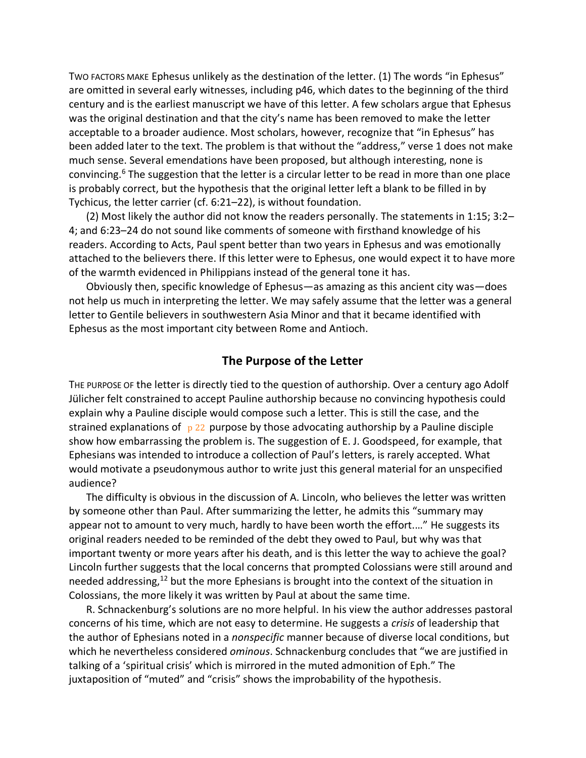TWO FACTORS MAKE Ephesus unlikely as the destination of the letter. (1) The words "in Ephesus" are omitted in several early witnesses, including p46, which dates to the beginning of the third century and is the earliest manuscript we have of this letter. A few scholars argue that Ephesus was the original destination and that the city's name has been removed to make the letter acceptable to a broader audience. Most scholars, however, recognize that "in Ephesus" has been added later to the text. The problem is that without the "address," verse 1 does not make much sense. Several emendations have been proposed, but although interesting, none is convincing.[6] The suggestion that the letter is a circular letter to be read in more than one place is probably correct, but the hypothesis that the original letter left a blank to be filled in by Tychicus, the letter carrier (cf. 6:21–22), is without foundation.

(2) Most likely the author did not know the readers personally. The statements in 1:15; 3:2–4; and 6:23–24 do not sound like comments of someone with firsthand knowledge of his readers. According to Acts, Paul spent better than two years in Ephesus and was emotionally attached to the believers there. If this letter were to Ephesus, one would expect it to have more of the warmth evidenced in Philippians instead of the general tone it has.

Obviously then, specific knowledge of Ephesus—as amazing as this ancient city was—does not help us much in interpreting the letter. We may safely assume that the letter was a general letter to Gentile believers in southwestern Asia Minor and that it became identified with Ephesus as the most important city between Rome and Antioch.

## The Purpose of the Letter

THE PURPOSE OF the letter is directly tied to the question of authorship. Over a century ago Adolf Jülicher felt constrained to accept Pauline authorship because no convincing hypothesis could explain why a Pauline disciple would compose such a letter. This is still the case, and the strained explanations of purpose by those advocating authorship by a Pauline disciple show how embarrassing the problem is. The suggestion of E. J. Goodspeed, for example, that Ephesians was intended to introduce a collection of Paul's letters, is rarely accepted. What would motivate a pseudonymous author to write just this general material for an unspecified audience?

The difficulty is obvious in the discussion of A. Lincoln, who believes the letter was written by someone other than Paul. After summarizing the letter, he admits this "summary may appear not to amount to very much, hardly to have been worth the effort.…" He suggests its original readers needed to be reminded of the debt they owed to Paul, but why was that important twenty or more years after his death, and is this letter the way to achieve the goal? Lincoln further suggests that the local concerns that prompted Colossians were still around and needed addressing,[12] but the more Ephesians is brought into the context of the situation in Colossians, the more likely it was written by Paul at about the same time.

R. Schnackenburg's solutions are no more helpful. In his view the author addresses pastoral concerns of his time, which are not easy to determine. He suggests a *crisis* of leadership that the author of Ephesians noted in a *nonspecific* manner because of diverse local conditions, but which he nevertheless considered *ominous*. Schnackenburg concludes that "we are justified in talking of a 'spiritual crisis' which is mirrored in the muted admonition of Eph." The juxtaposition of "muted" and "crisis" shows the improbability of the hypothesis.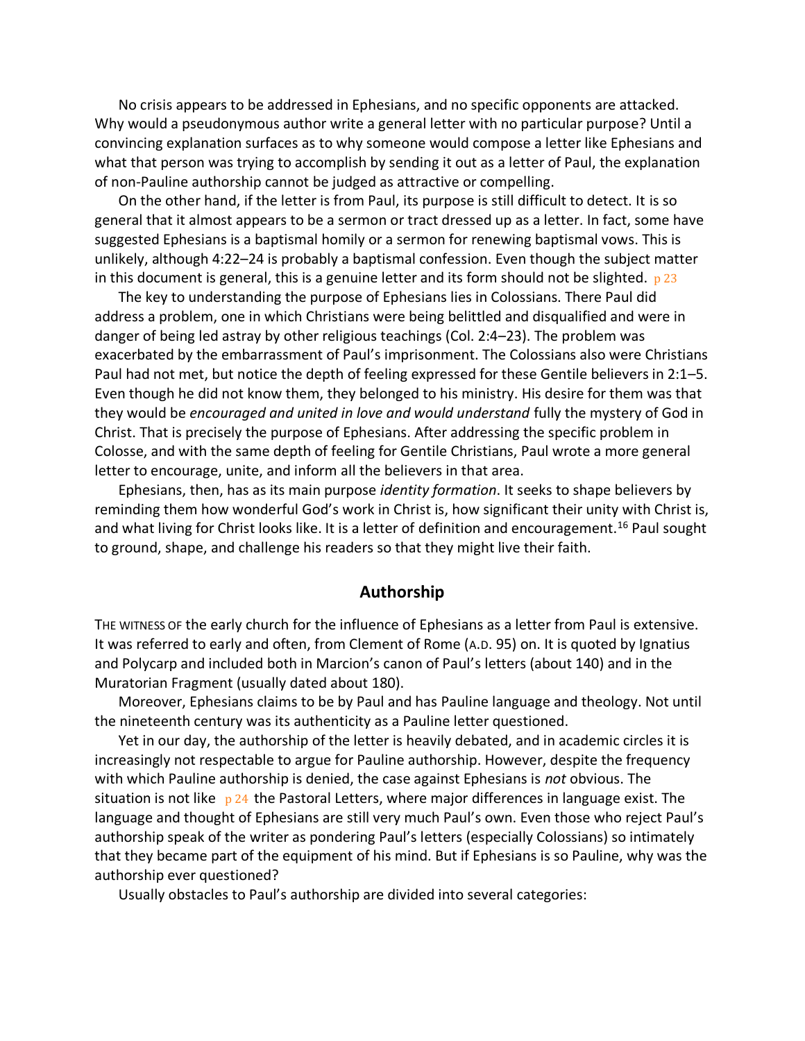No crisis appears to be addressed in Ephesians, and no specific opponents are attacked. Why would a pseudonymous author write a general letter with no particular purpose? Until a convincing explanation surfaces as to why someone would compose a letter like Ephesians and what that person was trying to accomplish by sending it out as a letter of Paul, the explanation of non-Pauline authorship cannot be judged as attractive or compelling.

On the other hand, if the letter is from Paul, its purpose is still difficult to detect. It is so general that it almost appears to be a sermon or tract dressed up as a letter. In fact, some have suggested Ephesians is a baptismal homily or a sermon for renewing baptismal vows. This is unlikely, although 4:22–24 is probably a baptismal confession. Even though the subject matter in this document is general, this is a genuine letter and its form should not be slighted. p 23

The key to understanding the purpose of Ephesians lies in Colossians. There Paul did address a problem, one in which Christians were being belittled and disqualified and were in danger of being led astray by other religious teachings (Col. 2:4–23). The problem was exacerbated by the embarrassment of Paul's imprisonment. The Colossians also were Christians Paul had not met, but notice the depth of feeling expressed for these Gentile believers in 2:1–5. Even though he did not know them, they belonged to his ministry. His desire for them was that they would be *encouraged and united in love and would understand* fully the mystery of God in Christ. That is precisely the purpose of Ephesians. After addressing the specific problem in Colosse, and with the same depth of feeling for Gentile Christians, Paul wrote a more general letter to encourage, unite, and inform all the believers in that area.

Ephesians, then, has as its main purpose *identity formation*. It seeks to shape believers by reminding them how wonderful God's work in Christ is, how significant their unity with Christ is, and what living for Christ looks like. It is a letter of definition and encouragement.[16] Paul sought to ground, shape, and challenge his readers so that they might live their faith.

## Authorship

THE WITNESS OF the early church for the influence of Ephesians as a letter from Paul is extensive. It was referred to early and often, from Clement of Rome (A.D. 95) on. It is quoted by Ignatius and Polycarp and included both in Marcion's canon of Paul's letters (about 140) and in the Muratorian Fragment (usually dated about 180).

Moreover, Ephesians claims to be by Paul and has Pauline language and theology. Not until the nineteenth century was its authenticity as a Pauline letter questioned.

Yet in our day, the authorship of the letter is heavily debated, and in academic circles it is increasingly not respectable to argue for Pauline authorship. However, despite the frequency with which Pauline authorship is denied, the case against Ephesians is *not* obvious. The situation is not like p 24 the Pastoral Letters, where major differences in language exist. The language and thought of Ephesians are still very much Paul's own. Even those who reject Paul's authorship speak of the writer as pondering Paul's letters (especially Colossians) so intimately that they became part of the equipment of his mind. But if Ephesians is so Pauline, why was the authorship ever questioned?

Usually obstacles to Paul's authorship are divided into several categories: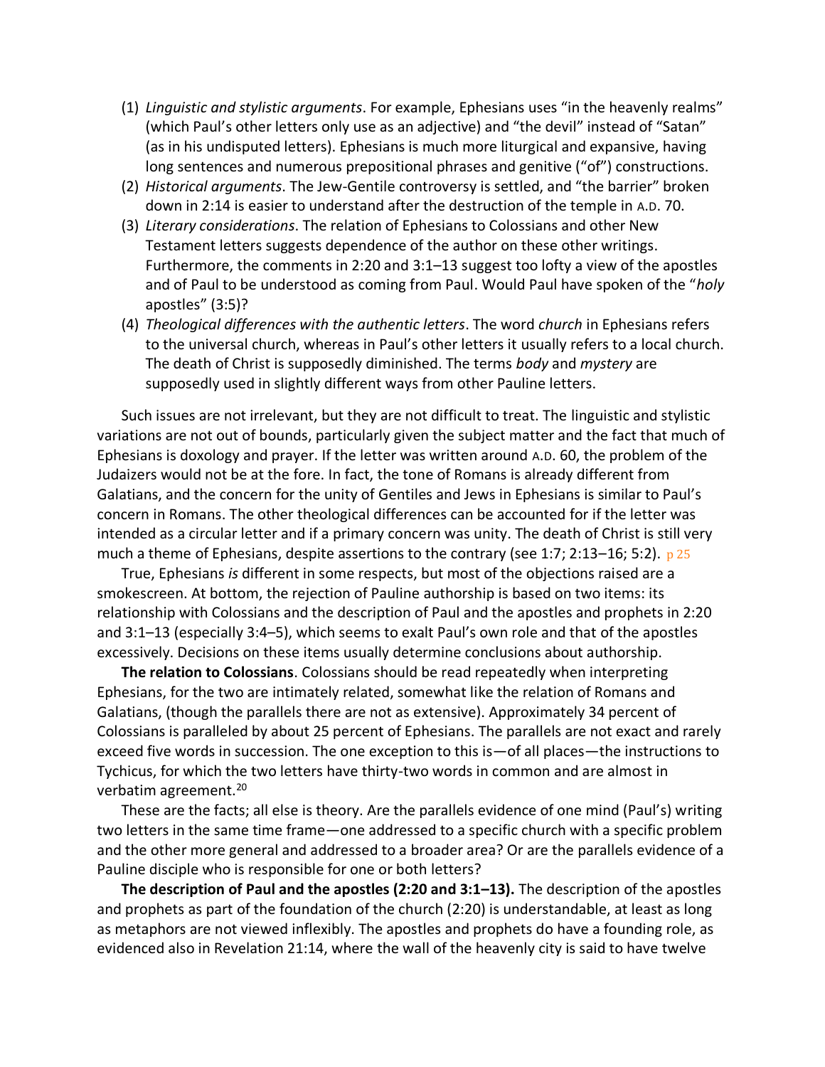(1) *Linguistic and stylistic arguments*. For example, Ephesians uses "in the heavenly realms" (which Paul's other letters only use as an adjective) and "the devil" instead of "Satan" (as in his undisputed letters). Ephesians is much more liturgical and expansive, having long sentences and numerous prepositional phrases and genitive ("of") constructions.

(2) *Historical arguments*. The Jew-Gentile controversy is settled, and "the barrier" broken down in 2:14 is easier to understand after the destruction of the temple in A.D. 70.

(3) *Literary considerations*. The relation of Ephesians to Colossians and other New Testament letters suggests dependence of the author on these other writings. Furthermore, the comments in 2:20 and 3:1–13 suggest too lofty a view of the apostles and of Paul to be understood as coming from Paul. Would Paul have spoken of the "*holy* apostles" (3:5)?

(4) *Theological differences with the authentic letters*. The word *church* in Ephesians refers to the universal church, whereas in Paul's other letters it usually refers to a local church. The death of Christ is supposedly diminished. The terms *body* and *mystery* are supposedly used in slightly different ways from other Pauline letters.

Such issues are not irrelevant, but they are not difficult to treat. The linguistic and stylistic variations are not out of bounds, particularly given the subject matter and the fact that much of Ephesians is doxology and prayer. If the letter was written around A.D. 60, the problem of the Judaizers would not be at the fore. In fact, the tone of Romans is already different from Galatians, and the concern for the unity of Gentiles and Jews in Ephesians is similar to Paul's concern in Romans. The other theological differences can be accounted for if the letter was intended as a circular letter and if a primary concern was unity. The death of Christ is still very much a theme of Ephesians, despite assertions to the contrary (see 1:7; 2:13–16; 5:2). p 25

True, Ephesians *is* different in some respects, but most of the objections raised are a smokescreen. At bottom, the rejection of Pauline authorship is based on two items: its relationship with Colossians and the description of Paul and the apostles and prophets in 2:20 and 3:1–13 (especially 3:4–5), which seems to exalt Paul's own role and that of the apostles excessively. Decisions on these items usually determine conclusions about authorship.

**The relation to Colossians**. Colossians should be read repeatedly when interpreting Ephesians, for the two are intimately related, somewhat like the relation of Romans and Galatians, (though the parallels there are not as extensive). Approximately 34 percent of Colossians is paralleled by about 25 percent of Ephesians. The parallels are not exact and rarely exceed five words in succession. The one exception to this is—of all places—the instructions to Tychicus, for which the two letters have thirty-two words in common and are almost in verbatim agreement.[20]

These are the facts; all else is theory. Are the parallels evidence of one mind (Paul's) writing two letters in the same time frame—one addressed to a specific church with a specific problem and the other more general and addressed to a broader area? Or are the parallels evidence of a Pauline disciple who is responsible for one or both letters?

**The description of Paul and the apostles (2:20 and 3:1–13).** The description of the apostles and prophets as part of the foundation of the church (2:20) is understandable, at least as long as metaphors are not viewed inflexibly. The apostles and prophets do have a founding role, as evidenced also in Revelation 21:14, where the wall of the heavenly city is said to have twelve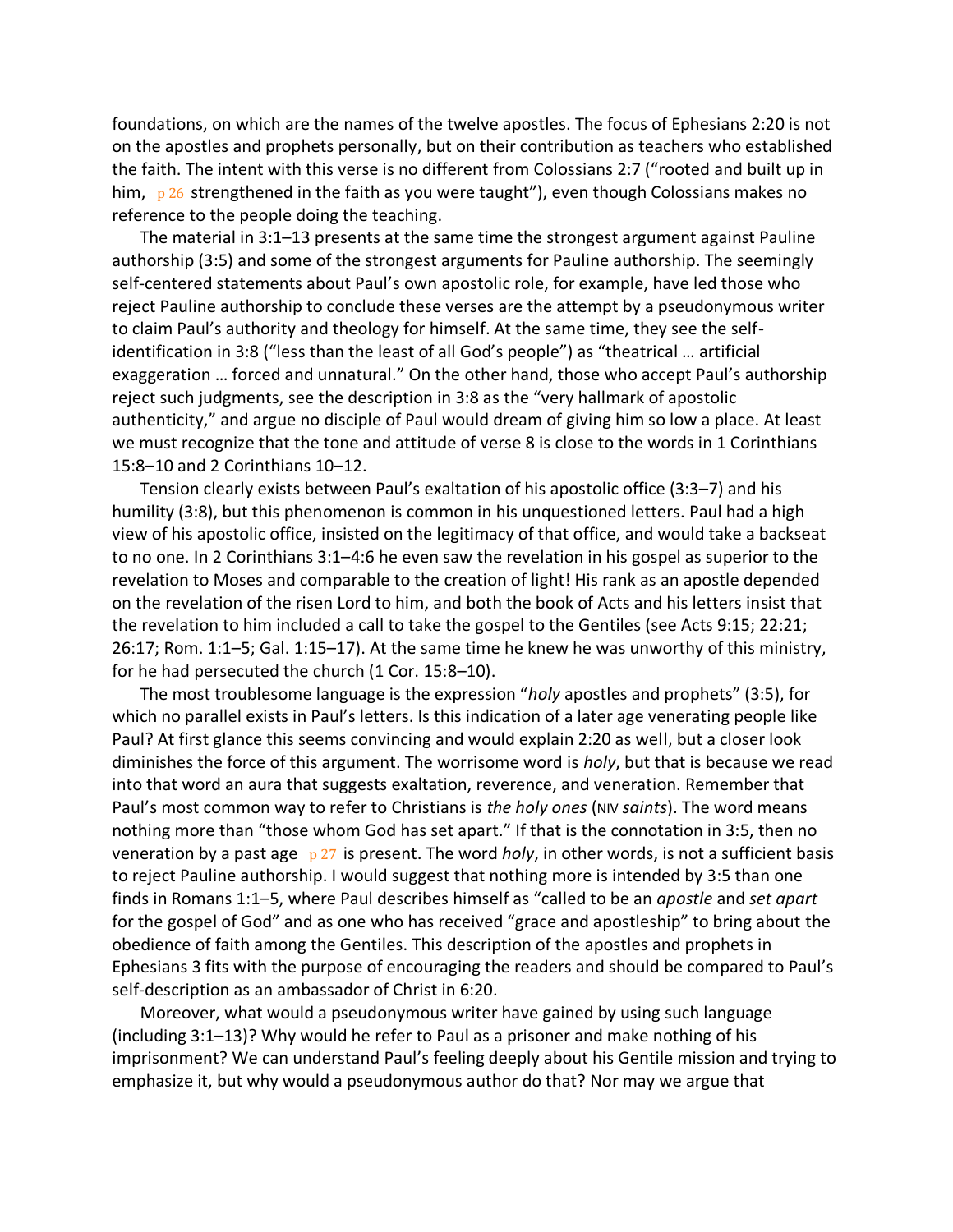foundations, on which are the names of the twelve apostles. The focus of Ephesians 2:20 is not on the apostles and prophets personally, but on their contribution as teachers who established the faith. The intent with this verse is no different from Colossians 2:7 ("rooted and built up in him, p 26 strengthened in the faith as you were taught"), even though Colossians makes no reference to the people doing the teaching.

The material in 3:1–13 presents at the same time the strongest argument against Pauline authorship (3:5) and some of the strongest arguments for Pauline authorship. The seemingly self-centered statements about Paul's own apostolic role, for example, have led those who reject Pauline authorship to conclude these verses are the attempt by a pseudonymous writer to claim Paul's authority and theology for himself. At the same time, they see the self-identification in 3:8 ("less than the least of all God's people") as "theatrical … artificial exaggeration … forced and unnatural." On the other hand, those who accept Paul's authorship reject such judgments, see the description in 3:8 as the "very hallmark of apostolic authenticity," and argue no disciple of Paul would dream of giving him so low a place. At least we must recognize that the tone and attitude of verse 8 is close to the words in 1 Corinthians 15:8–10 and 2 Corinthians 10–12.

Tension clearly exists between Paul's exaltation of his apostolic office (3:3–7) and his humility (3:8), but this phenomenon is common in his unquestioned letters. Paul had a high view of his apostolic office, insisted on the legitimacy of that office, and would take a backseat to no one. In 2 Corinthians 3:1–4:6 he even saw the revelation in his gospel as superior to the revelation to Moses and comparable to the creation of light! His rank as an apostle depended on the revelation of the risen Lord to him, and both the book of Acts and his letters insist that the revelation to him included a call to take the gospel to the Gentiles (see Acts 9:15; 22:21; 26:17; Rom. 1:1–5; Gal. 1:15–17). At the same time he knew he was unworthy of this ministry, for he had persecuted the church (1 Cor. 15:8–10).

The most troublesome language is the expression "*holy* apostles and prophets" (3:5), for which no parallel exists in Paul's letters. Is this indication of a later age venerating people like Paul? At first glance this seems convincing and would explain 2:20 as well, but a closer look diminishes the force of this argument. The worrisome word is *holy*, but that is because we read into that word an aura that suggests exaltation, reverence, and veneration. Remember that Paul's most common way to refer to Christians is *the holy ones* (NIV *saints*). The word means nothing more than "those whom God has set apart." If that is the connotation in 3:5, then no veneration by a past age p 27 is present. The word *holy*, in other words, is not a sufficient basis to reject Pauline authorship. I would suggest that nothing more is intended by 3:5 than one finds in Romans 1:1–5, where Paul describes himself as "called to be an *apostle* and *set apart* for the gospel of God" and as one who has received "grace and apostleship" to bring about the obedience of faith among the Gentiles. This description of the apostles and prophets in Ephesians 3 fits with the purpose of encouraging the readers and should be compared to Paul's self-description as an ambassador of Christ in 6:20.

Moreover, what would a pseudonymous writer have gained by using such language (including 3:1–13)? Why would he refer to Paul as a prisoner and make nothing of his imprisonment? We can understand Paul's feeling deeply about his Gentile mission and trying to emphasize it, but why would a pseudonymous author do that? Nor may we argue that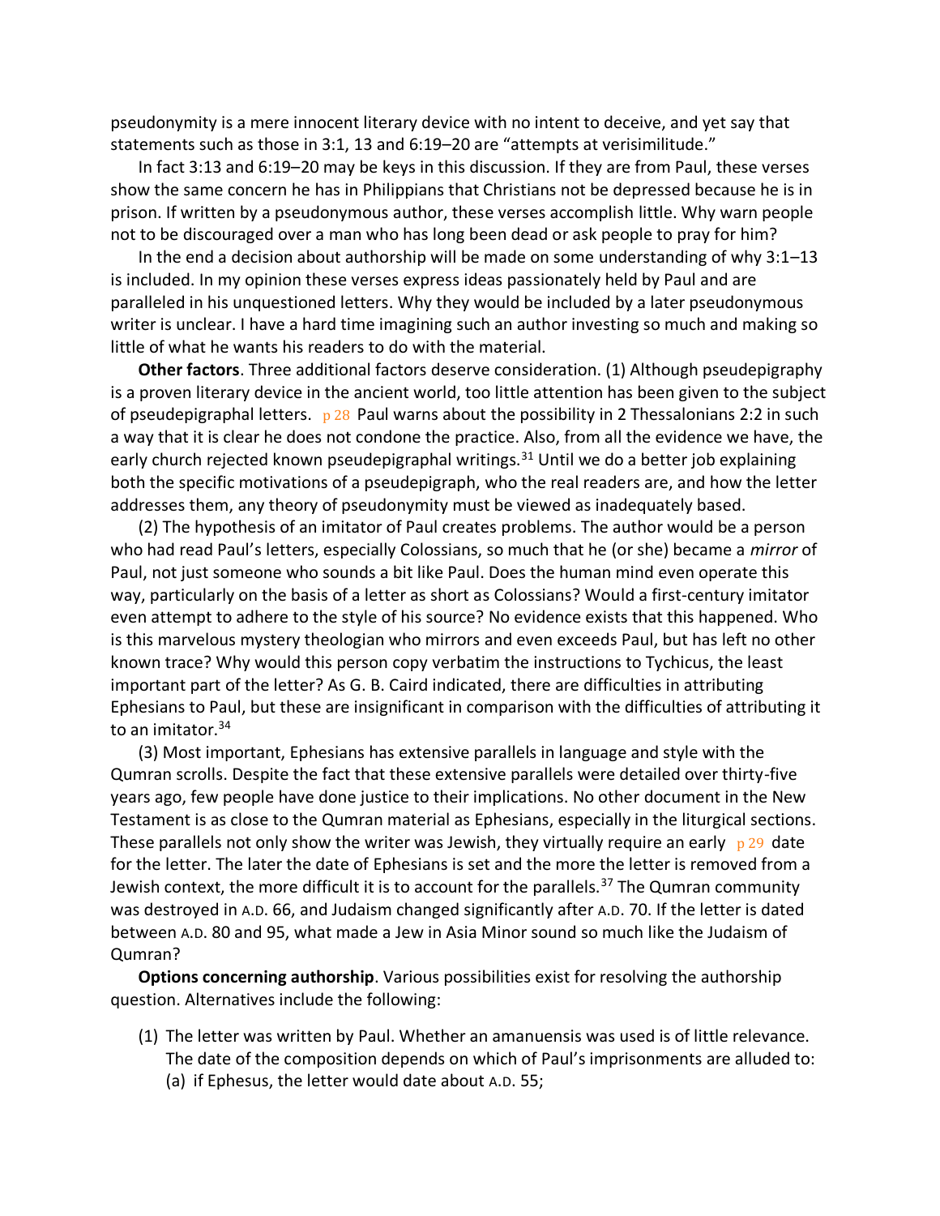pseudonymity is a mere innocent literary device with no intent to deceive, and yet say that statements such as those in 3:1, 13 and 6:19–20 are "attempts at verisimilitude."

In fact 3:13 and 6:19–20 may be keys in this discussion. If they are from Paul, these verses show the same concern he has in Philippians that Christians not be depressed because he is in prison. If written by a pseudonymous author, these verses accomplish little. Why warn people not to be discouraged over a man who has long been dead or ask people to pray for him?

In the end a decision about authorship will be made on some understanding of why 3:1–13 is included. In my opinion these verses express ideas passionately held by Paul and are paralleled in his unquestioned letters. Why they would be included by a later pseudonymous writer is unclear. I have a hard time imagining such an author investing so much and making so little of what he wants his readers to do with the material.

**Other factors**. Three additional factors deserve consideration. (1) Although pseudepigraphy is a proven literary device in the ancient world, too little attention has been given to the subject of pseudepigraphal letters. p 28 Paul warns about the possibility in 2 Thessalonians 2:2 in such a way that it is clear he does not condone the practice. Also, from all the evidence we have, the early church rejected known pseudepigraphal writings.[31] Until we do a better job explaining both the specific motivations of a pseudepigraph, who the real readers are, and how the letter addresses them, any theory of pseudonymity must be viewed as inadequately based.

(2) The hypothesis of an imitator of Paul creates problems. The author would be a person who had read Paul's letters, especially Colossians, so much that he (or she) became a *mirror* of Paul, not just someone who sounds a bit like Paul. Does the human mind even operate this way, particularly on the basis of a letter as short as Colossians? Would a first-century imitator even attempt to adhere to the style of his source? No evidence exists that this happened. Who is this marvelous mystery theologian who mirrors and even exceeds Paul, but has left no other known trace? Why would this person copy verbatim the instructions to Tychicus, the least important part of the letter? As G. B. Caird indicated, there are difficulties in attributing Ephesians to Paul, but these are insignificant in comparison with the difficulties of attributing it to an imitator.[34]

(3) Most important, Ephesians has extensive parallels in language and style with the Qumran scrolls. Despite the fact that these extensive parallels were detailed over thirty-five years ago, few people have done justice to their implications. No other document in the New Testament is as close to the Qumran material as Ephesians, especially in the liturgical sections. These parallels not only show the writer was Jewish, they virtually require an early p 29 date for the letter. The later the date of Ephesians is set and the more the letter is removed from a Jewish context, the more difficult it is to account for the parallels.[37] The Qumran community was destroyed in A.D. 66, and Judaism changed significantly after A.D. 70. If the letter is dated between A.D. 80 and 95, what made a Jew in Asia Minor sound so much like the Judaism of Qumran?

**Options concerning authorship**. Various possibilities exist for resolving the authorship question. Alternatives include the following:

(1) The letter was written by Paul. Whether an amanuensis was used is of little relevance. The date of the composition depends on which of Paul's imprisonments are alluded to:
   (a) if Ephesus, the letter would date about A.D. 55;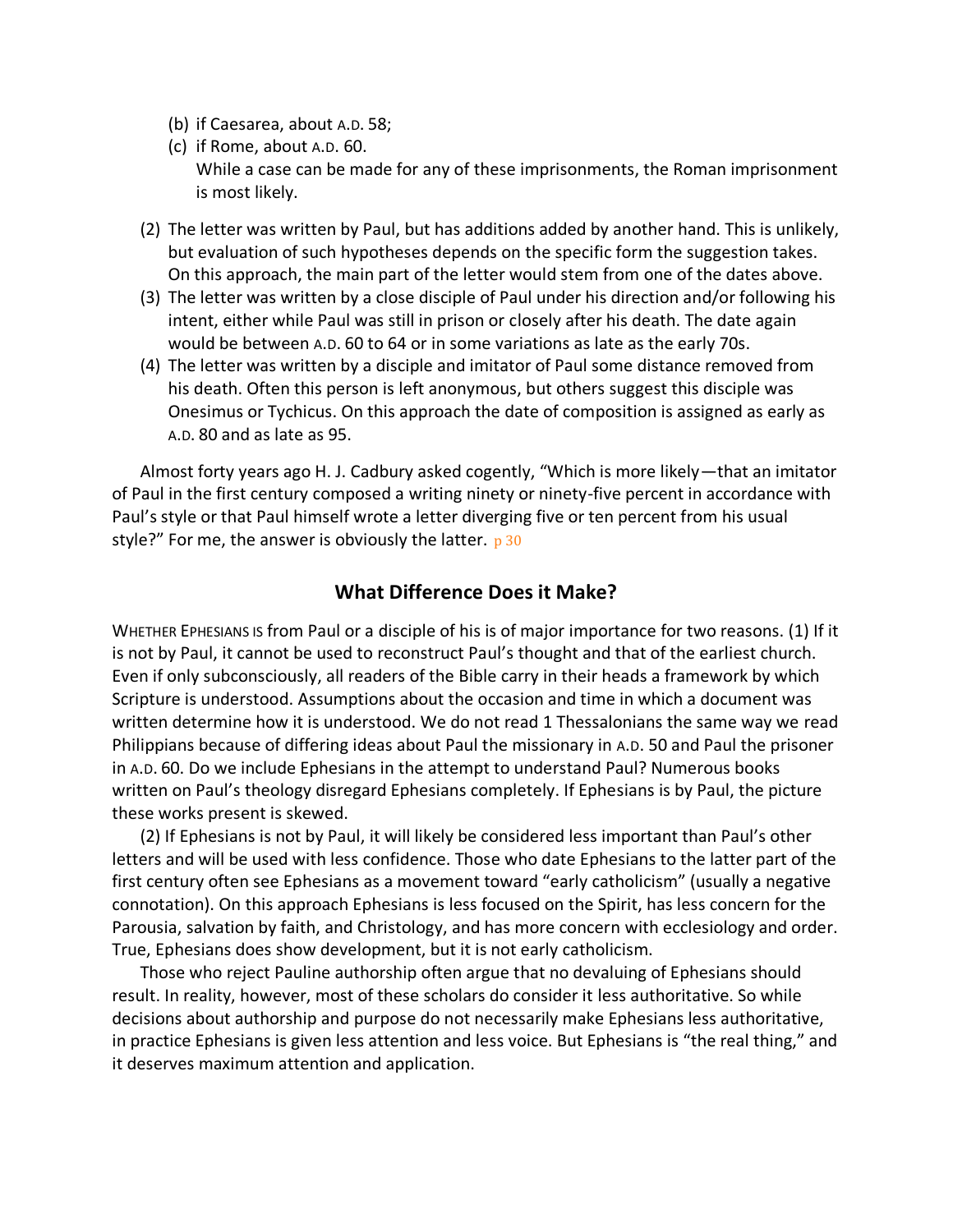(b) if Caesarea, about A.D. 58;
   (c) if Rome, about A.D. 60.
   While a case can be made for any of these imprisonments, the Roman imprisonment is most likely.

(2) The letter was written by Paul, but has additions added by another hand. This is unlikely, but evaluation of such hypotheses depends on the specific form the suggestion takes. On this approach, the main part of the letter would stem from one of the dates above.

(3) The letter was written by a close disciple of Paul under his direction and/or following his intent, either while Paul was still in prison or closely after his death. The date again would be between A.D. 60 to 64 or in some variations as late as the early 70s.

(4) The letter was written by a disciple and imitator of Paul some distance removed from his death. Often this person is left anonymous, but others suggest this disciple was Onesimus or Tychicus. On this approach the date of composition is assigned as early as A.D. 80 and as late as 95.

Almost forty years ago H. J. Cadbury asked cogently, "Which is more likely—that an imitator of Paul in the first century composed a writing ninety or ninety-five percent in accordance with Paul's style or that Paul himself wrote a letter diverging five or ten percent from his usual style?" For me, the answer is obviously the latter. p 30

## What Difference Does it Make?

WHETHER EPHESIANS IS from Paul or a disciple of his is of major importance for two reasons. (1) If it is not by Paul, it cannot be used to reconstruct Paul's thought and that of the earliest church. Even if only subconsciously, all readers of the Bible carry in their heads a framework by which Scripture is understood. Assumptions about the occasion and time in which a document was written determine how it is understood. We do not read 1 Thessalonians the same way we read Philippians because of differing ideas about Paul the missionary in A.D. 50 and Paul the prisoner in A.D. 60. Do we include Ephesians in the attempt to understand Paul? Numerous books written on Paul's theology disregard Ephesians completely. If Ephesians is by Paul, the picture these works present is skewed.

(2) If Ephesians is not by Paul, it will likely be considered less important than Paul's other letters and will be used with less confidence. Those who date Ephesians to the latter part of the first century often see Ephesians as a movement toward "early catholicism" (usually a negative connotation). On this approach Ephesians is less focused on the Spirit, has less concern for the Parousia, salvation by faith, and Christology, and has more concern with ecclesiology and order. True, Ephesians does show development, but it is not early catholicism.

Those who reject Pauline authorship often argue that no devaluing of Ephesians should result. In reality, however, most of these scholars do consider it less authoritative. So while decisions about authorship and purpose do not necessarily make Ephesians less authoritative, in practice Ephesians is given less attention and less voice. But Ephesians is "the real thing," and it deserves maximum attention and application.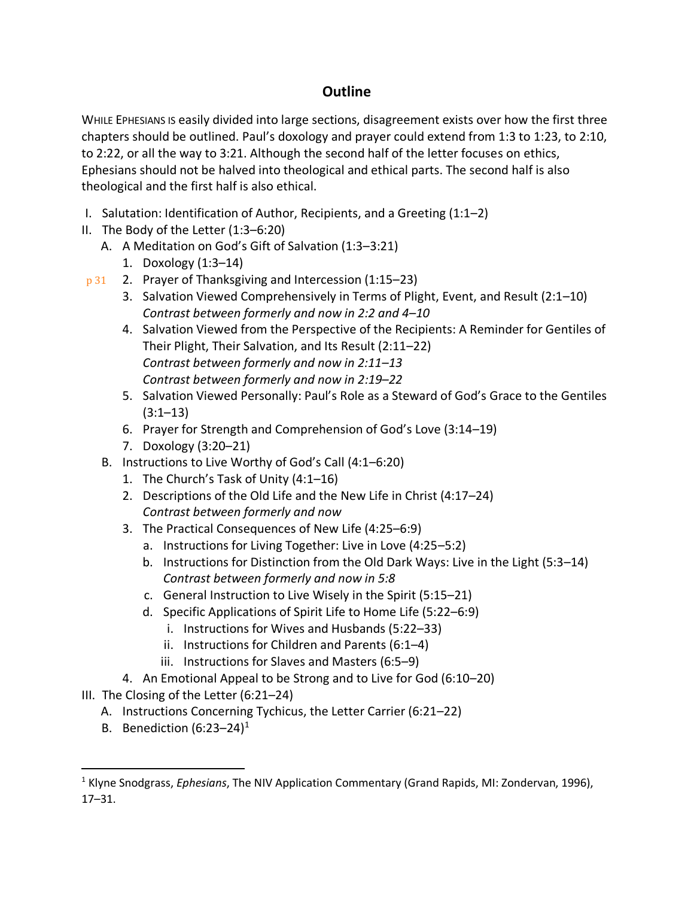## Outline

WHILE EPHESIANS IS easily divided into large sections, disagreement exists over how the first three chapters should be outlined. Paul's doxology and prayer could extend from 1:3 to 1:23, to 2:10, to 2:22, or all the way to 3:21. Although the second half of the letter focuses on ethics, Ephesians should not be halved into theological and ethical parts. The second half is also theological and the first half is also ethical.

- I. Salutation: Identification of Author, Recipients, and a Greeting (1:1–2)
- II. The Body of the Letter (1:3–6:20)
  - A. A Meditation on God's Gift of Salvation (1:3–3:21)
    1. Doxology (1:3–14)
    2. Prayer of Thanksgiving and Intercession (1:15–23)
    3. Salvation Viewed Comprehensively in Terms of Plight, Event, and Result (2:1–10)
       *Contrast between formerly and now in 2:2 and 4–10*
    4. Salvation Viewed from the Perspective of the Recipients: A Reminder for Gentiles of Their Plight, Their Salvation, and Its Result (2:11–22)
       *Contrast between formerly and now in 2:11–13*
       *Contrast between formerly and now in 2:19–22*
    5. Salvation Viewed Personally: Paul's Role as a Steward of God's Grace to the Gentiles (3:1–13)
    6. Prayer for Strength and Comprehension of God's Love (3:14–19)
    7. Doxology (3:20–21)
  - B. Instructions to Live Worthy of God's Call (4:1–6:20)
    1. The Church's Task of Unity (4:1–16)
    2. Descriptions of the Old Life and the New Life in Christ (4:17–24)
       *Contrast between formerly and now*
    3. The Practical Consequences of New Life (4:25–6:9)
       - a. Instructions for Living Together: Live in Love (4:25–5:2)
       - b. Instructions for Distinction from the Old Dark Ways: Live in the Light (5:3–14)
         *Contrast between formerly and now in 5:8*
       - c. General Instruction to Live Wisely in the Spirit (5:15–21)
       - d. Specific Applications of Spirit Life to Home Life (5:22–6:9)
         - i. Instructions for Wives and Husbands (5:22–33)
         - ii. Instructions for Children and Parents (6:1–4)
         - iii. Instructions for Slaves and Masters (6:5–9)
    4. An Emotional Appeal to be Strong and to Live for God (6:10–20)
- III. The Closing of the Letter (6:21–24)
  - A. Instructions Concerning Tychicus, the Letter Carrier (6:21–22)
  - B. Benediction (6:23–24)[1]

[1] Klyne Snodgrass, *Ephesians*, The NIV Application Commentary (Grand Rapids, MI: Zondervan, 1996), 17–31.